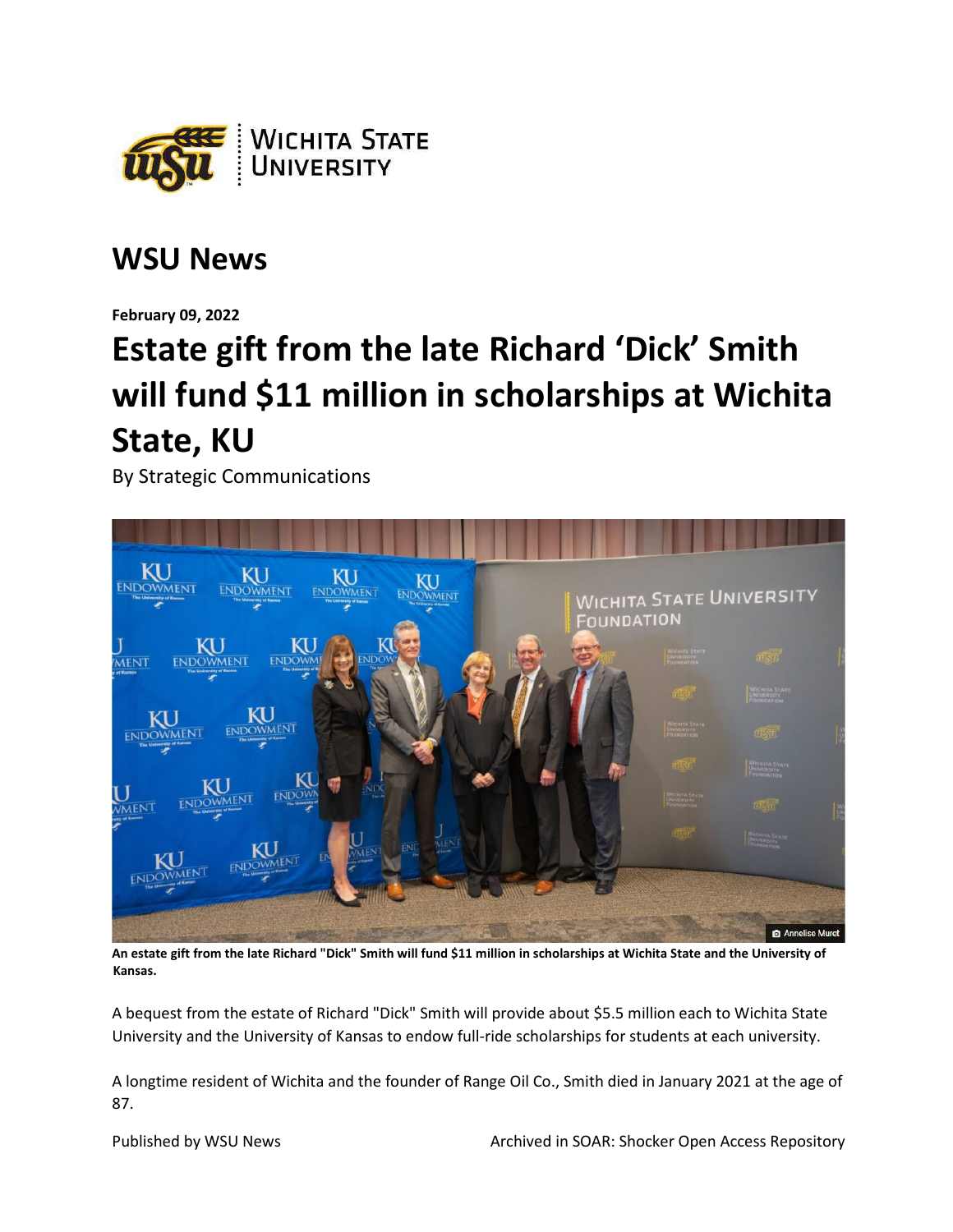## WSU News

**February 09, 2022**

# Estate gift from the late Richard 'Dick' Smith will fund $11 million in scholarships at Wichita State, KU

By Strategic Communications

**An estate gift from the late Richard "Dick" Smith will fund $11 million in scholarships at Wichita State and the University of Kansas.**

A bequest from the estate of Richard "Dick" Smith will provide about $5.5 million each to Wichita State University and the University of Kansas to endow full-ride scholarships for students at each university.

A longtime resident of Wichita and the founder of Range Oil Co., Smith died in January 2021 at the age of 87.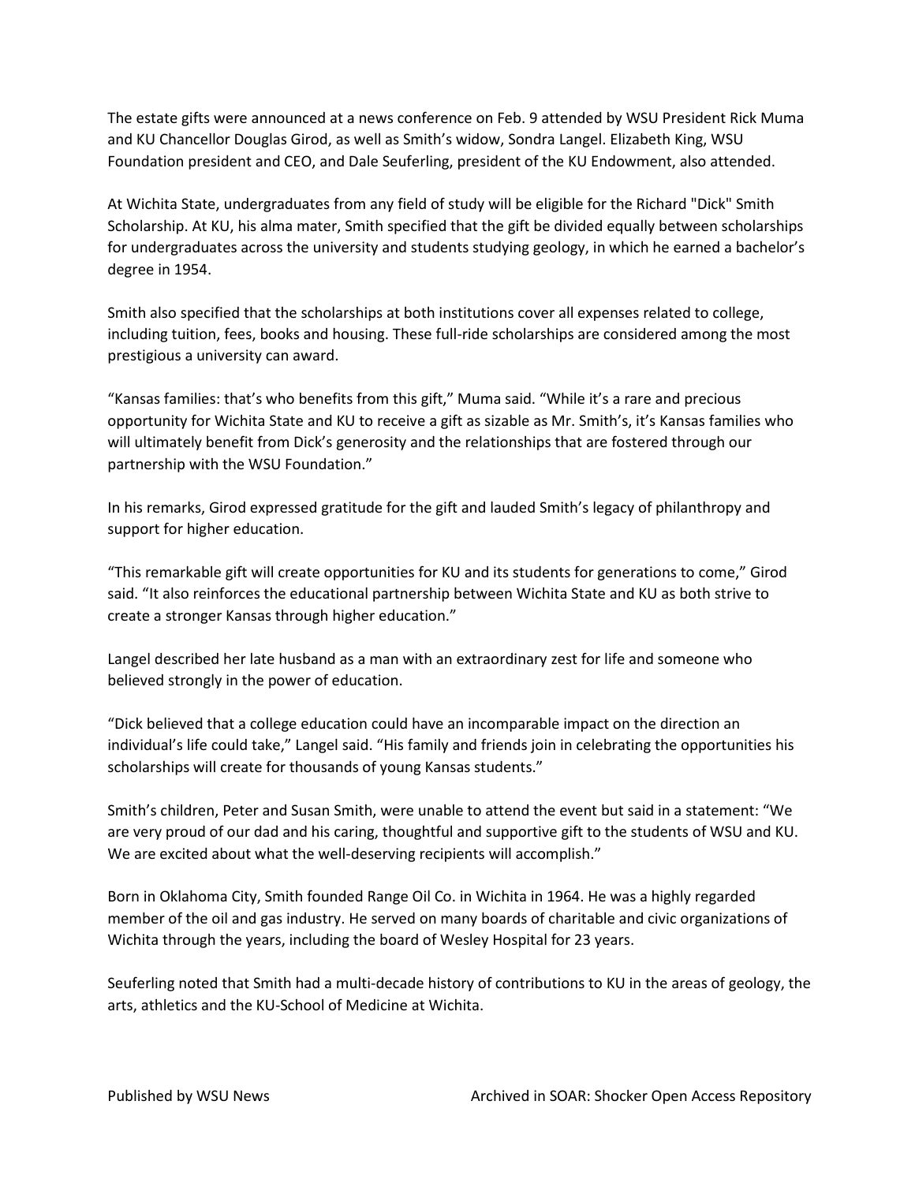The estate gifts were announced at a news conference on Feb. 9 attended by WSU President Rick Muma and KU Chancellor Douglas Girod, as well as Smith's widow, Sondra Langel. Elizabeth King, WSU Foundation president and CEO, and Dale Seuferling, president of the KU Endowment, also attended.

At Wichita State, undergraduates from any field of study will be eligible for the Richard "Dick" Smith Scholarship. At KU, his alma mater, Smith specified that the gift be divided equally between scholarships for undergraduates across the university and students studying geology, in which he earned a bachelor's degree in 1954.

Smith also specified that the scholarships at both institutions cover all expenses related to college, including tuition, fees, books and housing. These full-ride scholarships are considered among the most prestigious a university can award.

"Kansas families: that's who benefits from this gift," Muma said. "While it's a rare and precious opportunity for Wichita State and KU to receive a gift as sizable as Mr. Smith's, it's Kansas families who will ultimately benefit from Dick's generosity and the relationships that are fostered through our partnership with the WSU Foundation."

In his remarks, Girod expressed gratitude for the gift and lauded Smith's legacy of philanthropy and support for higher education.

"This remarkable gift will create opportunities for KU and its students for generations to come," Girod said. "It also reinforces the educational partnership between Wichita State and KU as both strive to create a stronger Kansas through higher education."

Langel described her late husband as a man with an extraordinary zest for life and someone who believed strongly in the power of education.

"Dick believed that a college education could have an incomparable impact on the direction an individual's life could take," Langel said. "His family and friends join in celebrating the opportunities his scholarships will create for thousands of young Kansas students."

Smith's children, Peter and Susan Smith, were unable to attend the event but said in a statement: "We are very proud of our dad and his caring, thoughtful and supportive gift to the students of WSU and KU. We are excited about what the well-deserving recipients will accomplish."

Born in Oklahoma City, Smith founded Range Oil Co. in Wichita in 1964. He was a highly regarded member of the oil and gas industry. He served on many boards of charitable and civic organizations of Wichita through the years, including the board of Wesley Hospital for 23 years.

Seuferling noted that Smith had a multi-decade history of contributions to KU in the areas of geology, the arts, athletics and the KU-School of Medicine at Wichita.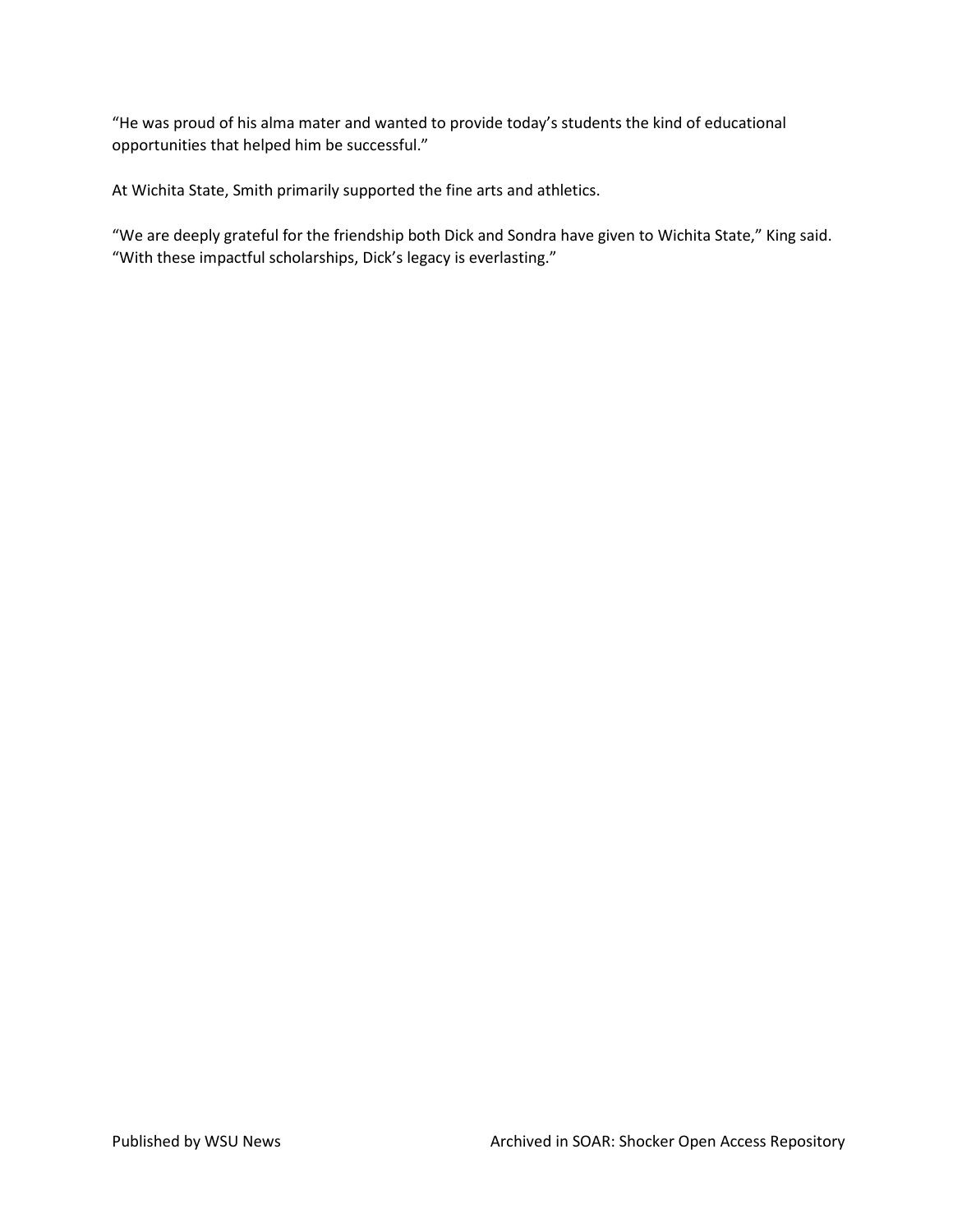"He was proud of his alma mater and wanted to provide today's students the kind of educational opportunities that helped him be successful."

At Wichita State, Smith primarily supported the fine arts and athletics.

"We are deeply grateful for the friendship both Dick and Sondra have given to Wichita State," King said. "With these impactful scholarships, Dick's legacy is everlasting."